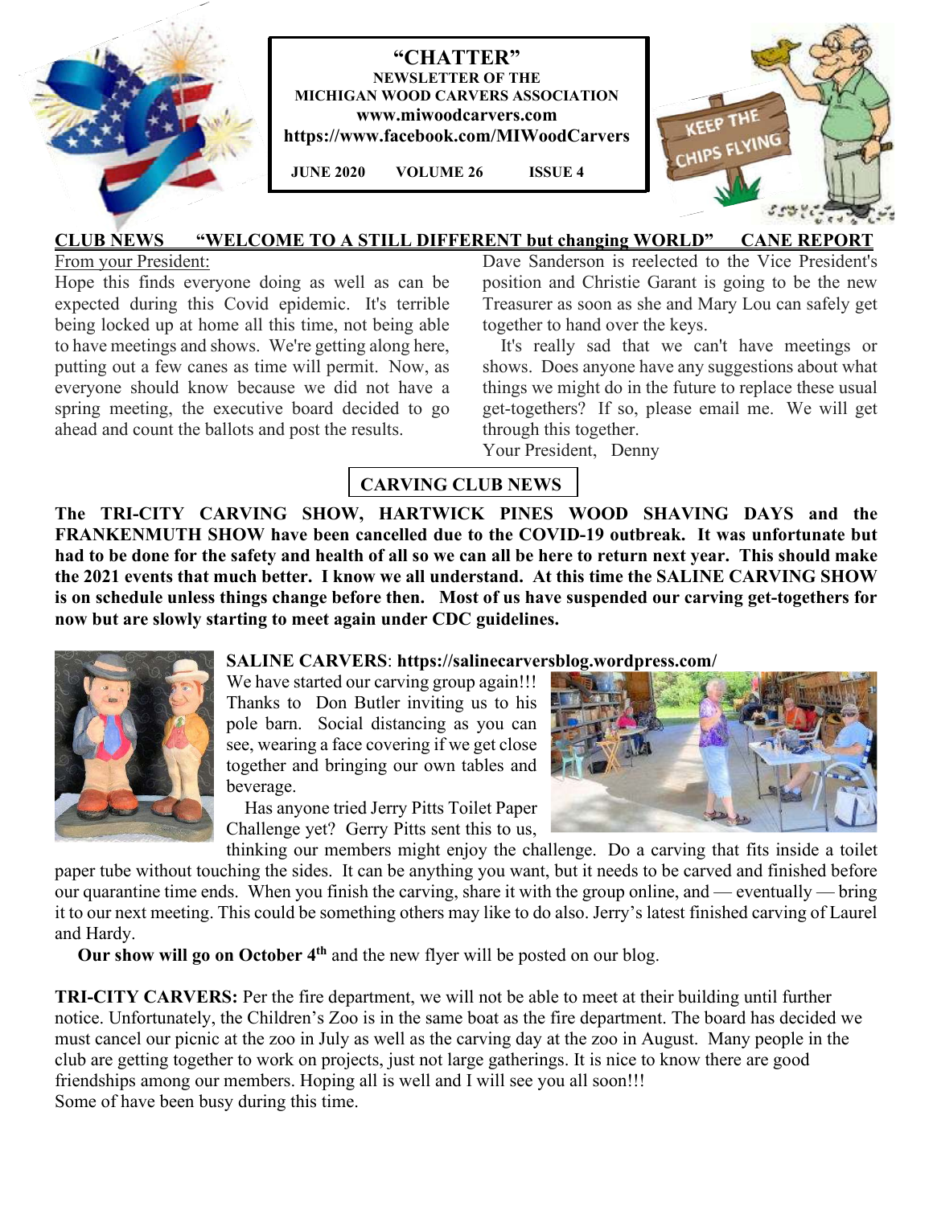# "CHATTER"

**NEWSLETTER OF THE MICHIGAN WOOD CARVERS ASSOCIATION**
**www.miwoodcarvers.com**
**https://www.facebook.com/MIWoodCarvers**

**JUNE 2020 VOLUME 26 ISSUE 4**

KEEP THE CHIPS FLYING

## CLUB NEWS "WELCOME TO A STILL DIFFERENT but changing WORLD" CANE REPORT

From your President:

Hope this finds everyone doing as well as can be expected during this Covid epidemic. It's terrible being locked up at home all this time, not being able to have meetings and shows. We're getting along here, putting out a few canes as time will permit. Now, as everyone should know because we did not have a spring meeting, the executive board decided to go ahead and count the ballots and post the results. Dave Sanderson is reelected to the Vice President's position and Christie Garant is going to be the new Treasurer as soon as she and Mary Lou can safely get together to hand over the keys.

It's really sad that we can't have meetings or shows. Does anyone have any suggestions about what things we might do in the future to replace these usual get-togethers? If so, please email me. We will get through this together.

Your President, Denny

## CARVING CLUB NEWS

**The TRI-CITY CARVING SHOW, HARTWICK PINES WOOD SHAVING DAYS and the FRANKENMUTH SHOW have been cancelled due to the COVID-19 outbreak. It was unfortunate but had to be done for the safety and health of all so we can all be here to return next year. This should make the 2021 events that much better. I know we all understand. At this time the SALINE CARVING SHOW is on schedule unless things change before then. Most of us have suspended our carving get-togethers for now but are slowly starting to meet again under CDC guidelines.**

**SALINE CARVERS**: **https://salinecarversblog.wordpress.com/**

We have started our carving group again!!! Thanks to Don Butler inviting us to his pole barn. Social distancing as you can see, wearing a face covering if we get close together and bringing our own tables and beverage.

Has anyone tried Jerry Pitts Toilet Paper Challenge yet? Gerry Pitts sent this to us, thinking our members might enjoy the challenge. Do a carving that fits inside a toilet paper tube without touching the sides. It can be anything you want, but it needs to be carved and finished before our quarantine time ends. When you finish the carving, share it with the group online, and — eventually — bring it to our next meeting. This could be something others may like to do also. Jerry's latest finished carving of Laurel and Hardy.

**Our show will go on October 4th** and the new flyer will be posted on our blog.

**TRI-CITY CARVERS:** Per the fire department, we will not be able to meet at their building until further notice. Unfortunately, the Children's Zoo is in the same boat as the fire department. The board has decided we must cancel our picnic at the zoo in July as well as the carving day at the zoo in August. Many people in the club are getting together to work on projects, just not large gatherings. It is nice to know there are good friendships among our members. Hoping all is well and I will see you all soon!!!

Some of have been busy during this time.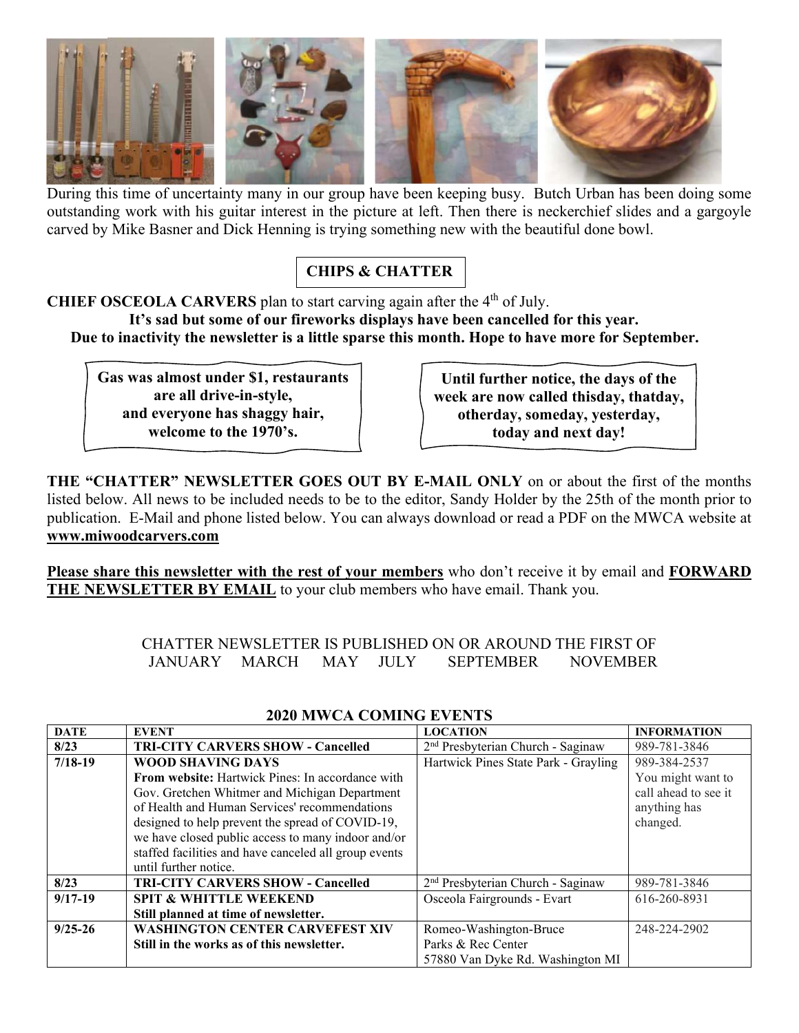During this time of uncertainty many in our group have been keeping busy. Butch Urban has been doing some outstanding work with his guitar interest in the picture at left. Then there is neckerchief slides and a gargoyle carved by Mike Basner and Dick Henning is trying something new with the beautiful done bowl.

## CHIPS & CHATTER

**CHIEF OSCEOLA CARVERS** plan to start carving again after the 4th of July.

**It's sad but some of our fireworks displays have been cancelled for this year.**
**Due to inactivity the newsletter is a little sparse this month. Hope to have more for September.**

**Gas was almost under $1, restaurants are all drive-in-style, and everyone has shaggy hair, welcome to the 1970's.**

**Until further notice, the days of the week are now called thisday, thatday, otherday, someday, yesterday, today and next day!**

**THE "CHATTER" NEWSLETTER GOES OUT BY E-MAIL ONLY** on or about the first of the months listed below. All news to be included needs to be to the editor, Sandy Holder by the 25th of the month prior to publication. E-Mail and phone listed below. You can always download or read a PDF on the MWCA website at **www.miwoodcarvers.com**

**Please share this newsletter with the rest of your members** who don't receive it by email and **FORWARD THE NEWSLETTER BY EMAIL** to your club members who have email. Thank you.

CHATTER NEWSLETTER IS PUBLISHED ON OR AROUND THE FIRST OF
JANUARY MARCH MAY JULY SEPTEMBER NOVEMBER

### 2020 MWCA COMING EVENTS

| DATE | EVENT | LOCATION | INFORMATION |
|---|---|---|---|
| **8/23** | **TRI-CITY CARVERS SHOW - Cancelled** | 2nd Presbyterian Church - Saginaw | 989-781-3846 |
| **7/18-19** | **WOOD SHAVING DAYS**<br>**From website:** Hartwick Pines: In accordance with Gov. Gretchen Whitmer and Michigan Department of Health and Human Services' recommendations designed to help prevent the spread of COVID-19, we have closed public access to many indoor and/or staffed facilities and have canceled all group events until further notice. | Hartwick Pines State Park - Grayling | 989-384-2537<br>You might want to call ahead to see it anything has changed. |
| **8/23** | **TRI-CITY CARVERS SHOW - Cancelled** | 2nd Presbyterian Church - Saginaw | 989-781-3846 |
| **9/17-19** | **SPIT & WHITTLE WEEKEND**<br>**Still planned at time of newsletter.** | Osceola Fairgrounds - Evart | 616-260-8931 |
| **9/25-26** | **WASHINGTON CENTER CARVEFEST XIV**<br>**Still in the works as of this newsletter.** | Romeo-Washington-Bruce Parks & Rec Center<br>57880 Van Dyke Rd. Washington MI | 248-224-2902 |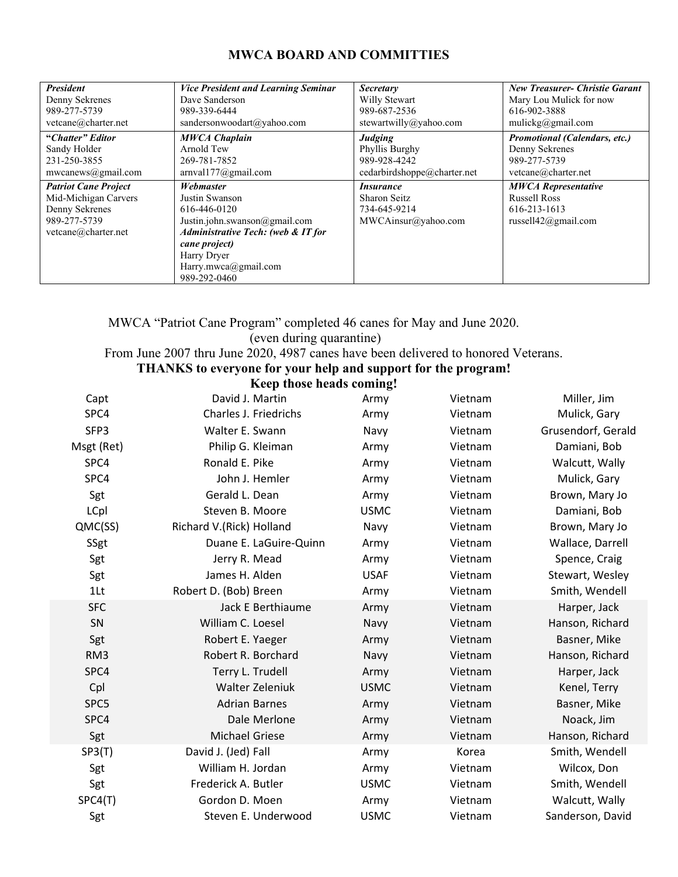## MWCA BOARD AND COMMITTIES

| ***President***<br>Denny Sekrenes<br>989-277-5739<br>vetcane@charter.net | ***Vice President and Learning Seminar***<br>Dave Sanderson<br>989-339-6444<br>sandersonwoodart@yahoo.com | ***Secretary***<br>Willy Stewart<br>989-687-2536<br>stewartwilly@yahoo.com | ***New Treasurer- Christie Garant***<br>Mary Lou Mulick for now<br>616-902-3888<br>mulickg@gmail.com |
|---|---|---|---|
| **"*Chatter*" *Editor***<br>Sandy Holder<br>231-250-3855<br>mwcanews@gmail.com | ***MWCA Chaplain***<br>Arnold Tew<br>269-781-7852<br>arnval177@gmail.com | ***Judging***<br>Phyllis Burghy<br>989-928-4242<br>cedarbirdshoppe@charter.net | ***Promotional (Calendars, etc.)***<br>Denny Sekrenes<br>989-277-5739<br>vetcane@charter.net |
| ***Patriot Cane Project***<br>Mid-Michigan Carvers<br>Denny Sekrenes<br>989-277-5739<br>vetcane@charter.net | ***Webmaster***<br>Justin Swanson<br>616-446-0120<br>Justin.john.swanson@gmail.com<br>***Administrative Tech: (web & IT for cane project)***<br>Harry Dryer<br>Harry.mwca@gmail.com<br>989-292-0460 | ***Insurance***<br>Sharon Seitz<br>734-645-9214<br>MWCAinsur@yahoo.com | ***MWCA Representative***<br>Russell Ross<br>616-213-1613<br>russell42@gmail.com |

MWCA "Patriot Cane Program" completed 46 canes for May and June 2020.
(even during quarantine)
From June 2007 thru June 2020, 4987 canes have been delivered to honored Veterans.

**THANKS to everyone for your help and support for the program!**
**Keep those heads coming!**

| | | | | |
|---|---|---|---|---|
| Capt | David J. Martin | Army | Vietnam | Miller, Jim |
| SPC4 | Charles J. Friedrichs | Army | Vietnam | Mulick, Gary |
| SFP3 | Walter E. Swann | Navy | Vietnam | Grusendorf, Gerald |
| Msgt (Ret) | Philip G. Kleiman | Army | Vietnam | Damiani, Bob |
| SPC4 | Ronald E. Pike | Army | Vietnam | Walcutt, Wally |
| SPC4 | John J. Hemler | Army | Vietnam | Mulick, Gary |
| Sgt | Gerald L. Dean | Army | Vietnam | Brown, Mary Jo |
| LCpl | Steven B. Moore | USMC | Vietnam | Damiani, Bob |
| QMC(SS) | Richard V.(Rick) Holland | Navy | Vietnam | Brown, Mary Jo |
| SSgt | Duane E. LaGuire-Quinn | Army | Vietnam | Wallace, Darrell |
| Sgt | Jerry R. Mead | Army | Vietnam | Spence, Craig |
| Sgt | James H. Alden | USAF | Vietnam | Stewart, Wesley |
| 1Lt | Robert D. (Bob) Breen | Army | Vietnam | Smith, Wendell |
| SFC | Jack E Berthiaume | Army | Vietnam | Harper, Jack |
| SN | William C. Loesel | Navy | Vietnam | Hanson, Richard |
| Sgt | Robert E. Yaeger | Army | Vietnam | Basner, Mike |
| RM3 | Robert R. Borchard | Navy | Vietnam | Hanson, Richard |
| SPC4 | Terry L. Trudell | Army | Vietnam | Harper, Jack |
| Cpl | Walter Zeleniuk | USMC | Vietnam | Kenel, Terry |
| SPC5 | Adrian Barnes | Army | Vietnam | Basner, Mike |
| SPC4 | Dale Merlone | Army | Vietnam | Noack, Jim |
| Sgt | Michael Griese | Army | Vietnam | Hanson, Richard |
| SP3(T) | David J. (Jed) Fall | Army | Korea | Smith, Wendell |
| Sgt | William H. Jordan | Army | Vietnam | Wilcox, Don |
| Sgt | Frederick A. Butler | USMC | Vietnam | Smith, Wendell |
| SPC4(T) | Gordon D. Moen | Army | Vietnam | Walcutt, Wally |
| Sgt | Steven E. Underwood | USMC | Vietnam | Sanderson, David |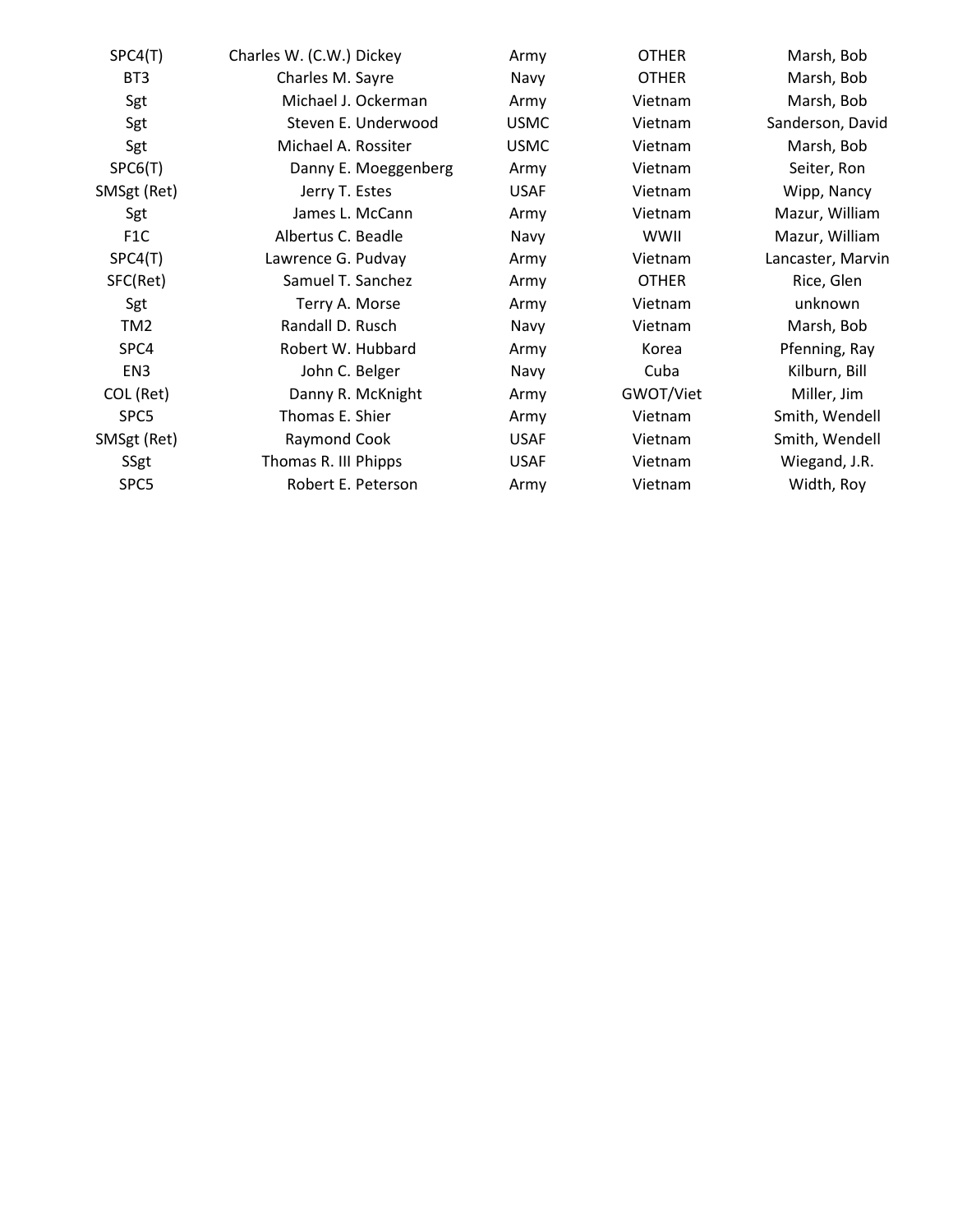| | | | | |
|---|---|---|---|---|
| SPC4(T) | Charles W. (C.W.) Dickey | Army | OTHER | Marsh, Bob |
| BT3 | Charles M. Sayre | Navy | OTHER | Marsh, Bob |
| Sgt | Michael J. Ockerman | Army | Vietnam | Marsh, Bob |
| Sgt | Steven E. Underwood | USMC | Vietnam | Sanderson, David |
| Sgt | Michael A. Rossiter | USMC | Vietnam | Marsh, Bob |
| SPC6(T) | Danny E. Moeggenberg | Army | Vietnam | Seiter, Ron |
| SMSgt (Ret) | Jerry T. Estes | USAF | Vietnam | Wipp, Nancy |
| Sgt | James L. McCann | Army | Vietnam | Mazur, William |
| F1C | Albertus C. Beadle | Navy | WWII | Mazur, William |
| SPC4(T) | Lawrence G. Pudvay | Army | Vietnam | Lancaster, Marvin |
| SFC(Ret) | Samuel T. Sanchez | Army | OTHER | Rice, Glen |
| Sgt | Terry A. Morse | Army | Vietnam | unknown |
| TM2 | Randall D. Rusch | Navy | Vietnam | Marsh, Bob |
| SPC4 | Robert W. Hubbard | Army | Korea | Pfenning, Ray |
| EN3 | John C. Belger | Navy | Cuba | Kilburn, Bill |
| COL (Ret) | Danny R. McKnight | Army | GWOT/Viet | Miller, Jim |
| SPC5 | Thomas E. Shier | Army | Vietnam | Smith, Wendell |
| SMSgt (Ret) | Raymond Cook | USAF | Vietnam | Smith, Wendell |
| SSgt | Thomas R. III Phipps | USAF | Vietnam | Wiegand, J.R. |
| SPC5 | Robert E. Peterson | Army | Vietnam | Width, Roy |